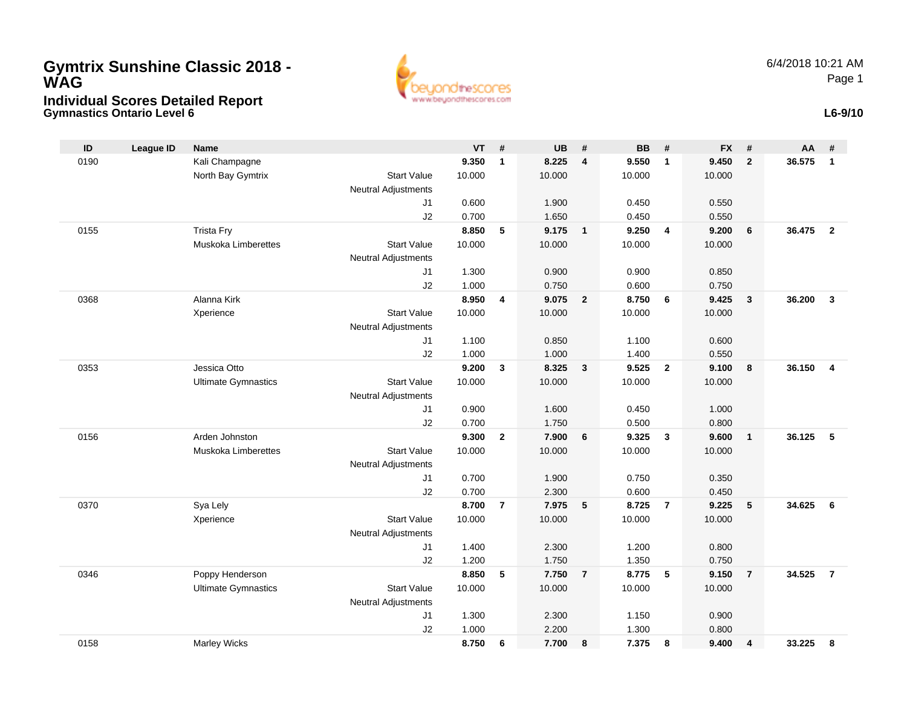# Gymtrix Sunshine Classic 2018 - WAG

## Individual Scores Detailed Report

### Gymnastics Ontario Level 6

6/4/2018 10:21 AM

L6-9/10

| ID | League ID | Name | | VT | # | UB | # | BB | # | FX | # | AA | # |
|---|---|---|---|---|---|---|---|---|---|---|---|---|---|
| 0190 | | Kali Champagne | | **9.350** | **1** | **8.225** | **4** | **9.550** | **1** | **9.450** | **2** | **36.575** | **1** |
| | | North Bay Gymtrix | Start Value | 10.000 | | 10.000 | | 10.000 | | 10.000 | | | |
| | | | Neutral Adjustments | | | | | | | | | | |
| | | | J1 | 0.600 | | 1.900 | | 0.450 | | 0.550 | | | |
| | | | J2 | 0.700 | | 1.650 | | 0.450 | | 0.550 | | | |
| 0155 | | Trista Fry | | **8.850** | **5** | **9.175** | **1** | **9.250** | **4** | **9.200** | **6** | **36.475** | **2** |
| | | Muskoka Limberettes | Start Value | 10.000 | | 10.000 | | 10.000 | | 10.000 | | | |
| | | | Neutral Adjustments | | | | | | | | | | |
| | | | J1 | 1.300 | | 0.900 | | 0.900 | | 0.850 | | | |
| | | | J2 | 1.000 | | 0.750 | | 0.600 | | 0.750 | | | |
| 0368 | | Alanna Kirk | | **8.950** | **4** | **9.075** | **2** | **8.750** | **6** | **9.425** | **3** | **36.200** | **3** |
| | | Xperience | Start Value | 10.000 | | 10.000 | | 10.000 | | 10.000 | | | |
| | | | Neutral Adjustments | | | | | | | | | | |
| | | | J1 | 1.100 | | 0.850 | | 1.100 | | 0.600 | | | |
| | | | J2 | 1.000 | | 1.000 | | 1.400 | | 0.550 | | | |
| 0353 | | Jessica Otto | | **9.200** | **3** | **8.325** | **3** | **9.525** | **2** | **9.100** | **8** | **36.150** | **4** |
| | | Ultimate Gymnastics | Start Value | 10.000 | | 10.000 | | 10.000 | | 10.000 | | | |
| | | | Neutral Adjustments | | | | | | | | | | |
| | | | J1 | 0.900 | | 1.600 | | 0.450 | | 1.000 | | | |
| | | | J2 | 0.700 | | 1.750 | | 0.500 | | 0.800 | | | |
| 0156 | | Arden Johnston | | **9.300** | **2** | **7.900** | **6** | **9.325** | **3** | **9.600** | **1** | **36.125** | **5** |
| | | Muskoka Limberettes | Start Value | 10.000 | | 10.000 | | 10.000 | | 10.000 | | | |
| | | | Neutral Adjustments | | | | | | | | | | |
| | | | J1 | 0.700 | | 1.900 | | 0.750 | | 0.350 | | | |
| | | | J2 | 0.700 | | 2.300 | | 0.600 | | 0.450 | | | |
| 0370 | | Sya Lely | | **8.700** | **7** | **7.975** | **5** | **8.725** | **7** | **9.225** | **5** | **34.625** | **6** |
| | | Xperience | Start Value | 10.000 | | 10.000 | | 10.000 | | 10.000 | | | |
| | | | Neutral Adjustments | | | | | | | | | | |
| | | | J1 | 1.400 | | 2.300 | | 1.200 | | 0.800 | | | |
| | | | J2 | 1.200 | | 1.750 | | 1.350 | | 0.750 | | | |
| 0346 | | Poppy Henderson | | **8.850** | **5** | **7.750** | **7** | **8.775** | **5** | **9.150** | **7** | **34.525** | **7** |
| | | Ultimate Gymnastics | Start Value | 10.000 | | 10.000 | | 10.000 | | 10.000 | | | |
| | | | Neutral Adjustments | | | | | | | | | | |
| | | | J1 | 1.300 | | 2.300 | | 1.150 | | 0.900 | | | |
| | | | J2 | 1.000 | | 2.200 | | 1.300 | | 0.800 | | | |
| 0158 | | Marley Wicks | | **8.750** | **6** | **7.700** | **8** | **7.375** | **8** | **9.400** | **4** | **33.225** | **8** |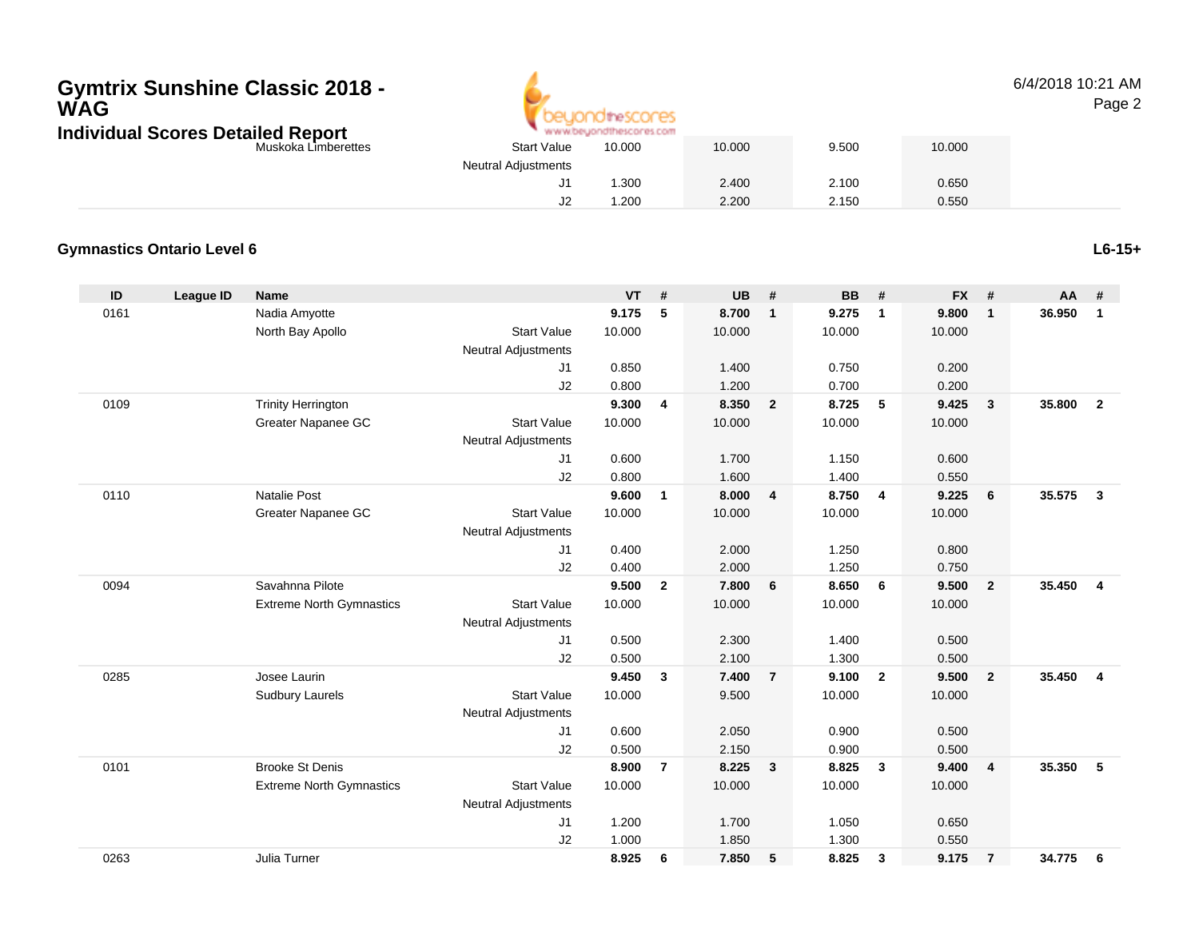## Gymtrix Sunshine Classic 2018 - WAG

### Individual Scores Detailed Report

| | | | | | | | | | | | | | | |
|---|---|---|---|---|---|---|---|---|---|---|---|---|---|---|
| | | Muskoka Limberettes | Start Value | 10.000 | | 10.000 | | 9.500 | | 10.000 | | | | |
| | | | Neutral Adjustments | | | | | | | | | | | |
| | | | J1 | 1.300 | | 2.400 | | 2.100 | | 0.650 | | | | |
| | | | J2 | 1.200 | | 2.200 | | 2.150 | | 0.550 | | | | |

### Gymnastics Ontario Level 6

**L6-15+**

| ID | League ID | Name | | VT | # | UB | # | BB | # | FX | # | AA | # |
|---|---|---|---|---|---|---|---|---|---|---|---|---|---|
| 0161 | | Nadia Amyotte | | **9.175** | **5** | **8.700** | **1** | **9.275** | **1** | **9.800** | **1** | **36.950** | **1** |
| | | North Bay Apollo | Start Value | 10.000 | | 10.000 | | 10.000 | | 10.000 | | | |
| | | | Neutral Adjustments | | | | | | | | | | |
| | | | J1 | 0.850 | | 1.400 | | 0.750 | | 0.200 | | | |
| | | | J2 | 0.800 | | 1.200 | | 0.700 | | 0.200 | | | |
| 0109 | | Trinity Herrington | | **9.300** | **4** | **8.350** | **2** | **8.725** | **5** | **9.425** | **3** | **35.800** | **2** |
| | | Greater Napanee GC | Start Value | 10.000 | | 10.000 | | 10.000 | | 10.000 | | | |
| | | | Neutral Adjustments | | | | | | | | | | |
| | | | J1 | 0.600 | | 1.700 | | 1.150 | | 0.600 | | | |
| | | | J2 | 0.800 | | 1.600 | | 1.400 | | 0.550 | | | |
| 0110 | | Natalie Post | | **9.600** | **1** | **8.000** | **4** | **8.750** | **4** | **9.225** | **6** | **35.575** | **3** |
| | | Greater Napanee GC | Start Value | 10.000 | | 10.000 | | 10.000 | | 10.000 | | | |
| | | | Neutral Adjustments | | | | | | | | | | |
| | | | J1 | 0.400 | | 2.000 | | 1.250 | | 0.800 | | | |
| | | | J2 | 0.400 | | 2.000 | | 1.250 | | 0.750 | | | |
| 0094 | | Savahnna Pilote | | **9.500** | **2** | **7.800** | **6** | **8.650** | **6** | **9.500** | **2** | **35.450** | **4** |
| | | Extreme North Gymnastics | Start Value | 10.000 | | 10.000 | | 10.000 | | 10.000 | | | |
| | | | Neutral Adjustments | | | | | | | | | | |
| | | | J1 | 0.500 | | 2.300 | | 1.400 | | 0.500 | | | |
| | | | J2 | 0.500 | | 2.100 | | 1.300 | | 0.500 | | | |
| 0285 | | Josee Laurin | | **9.450** | **3** | **7.400** | **7** | **9.100** | **2** | **9.500** | **2** | **35.450** | **4** |
| | | Sudbury Laurels | Start Value | 10.000 | | 9.500 | | 10.000 | | 10.000 | | | |
| | | | Neutral Adjustments | | | | | | | | | | |
| | | | J1 | 0.600 | | 2.050 | | 0.900 | | 0.500 | | | |
| | | | J2 | 0.500 | | 2.150 | | 0.900 | | 0.500 | | | |
| 0101 | | Brooke St Denis | | **8.900** | **7** | **8.225** | **3** | **8.825** | **3** | **9.400** | **4** | **35.350** | **5** |
| | | Extreme North Gymnastics | Start Value | 10.000 | | 10.000 | | 10.000 | | 10.000 | | | |
| | | | Neutral Adjustments | | | | | | | | | | |
| | | | J1 | 1.200 | | 1.700 | | 1.050 | | 0.650 | | | |
| | | | J2 | 1.000 | | 1.850 | | 1.300 | | 0.550 | | | |
| 0263 | | Julia Turner | | **8.925** | **6** | **7.850** | **5** | **8.825** | **3** | **9.175** | **7** | **34.775** | **6** |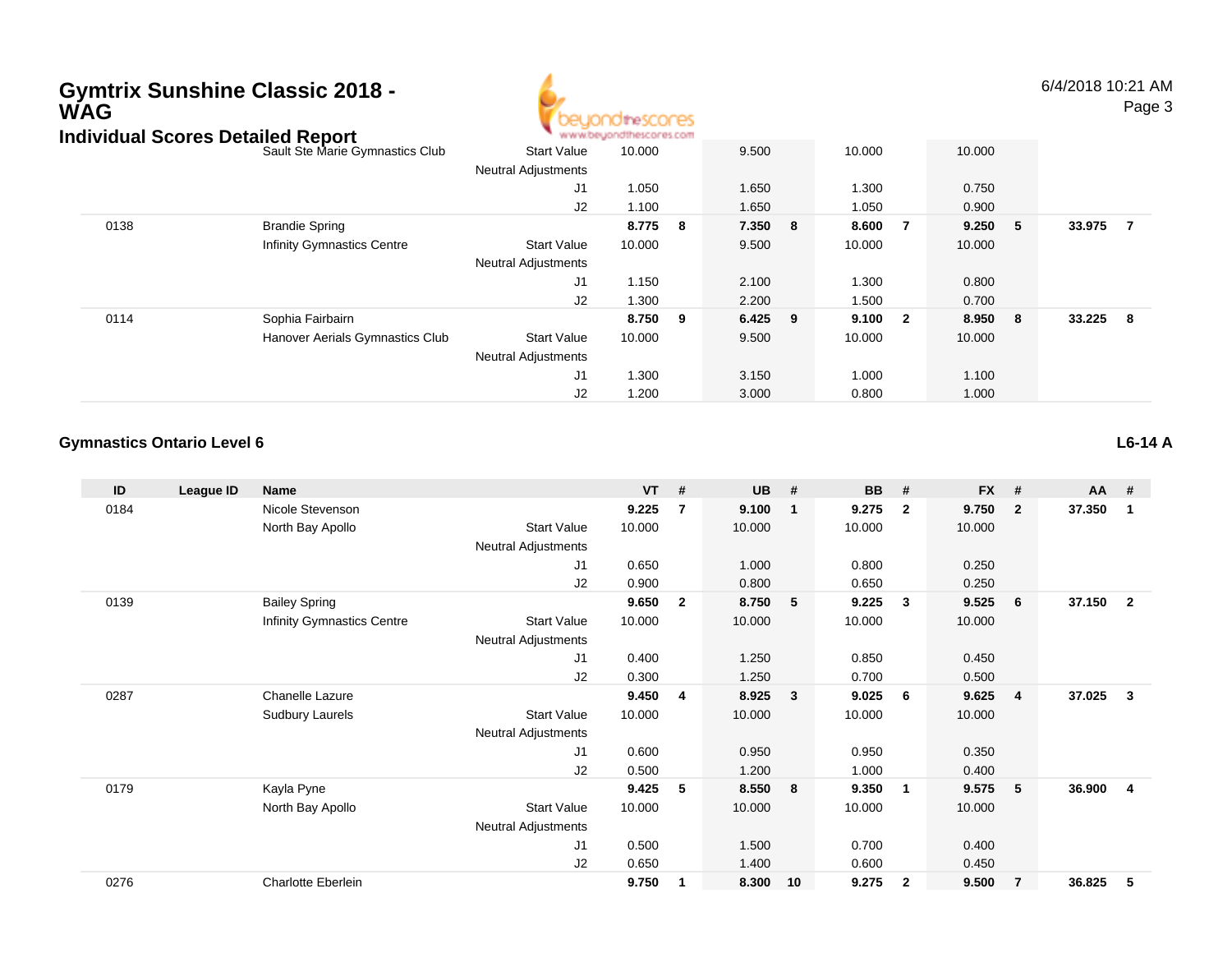# Gymtrix Sunshine Classic 2018 - WAG

## Individual Scores Detailed Report

| ID | League ID | Name | | VT | # | UB | # | BB | # | FX | # | AA | # |
|---|---|---|---|---|---|---|---|---|---|---|---|---|---|
| | | Sault Ste Marie Gymnastics Club | Start Value | 10.000 | | 9.500 | | 10.000 | | 10.000 | | | |
| | | | Neutral Adjustments | | | | | | | | | | |
| | | | J1 | 1.050 | | 1.650 | | 1.300 | | 0.750 | | | |
| | | | J2 | 1.100 | | 1.650 | | 1.050 | | 0.900 | | | |
| 0138 | | Brandie Spring | | **8.775** | **8** | **7.350** | **8** | **8.600** | **7** | **9.250** | **5** | **33.975** | **7** |
| | | Infinity Gymnastics Centre | Start Value | 10.000 | | 9.500 | | 10.000 | | 10.000 | | | |
| | | | Neutral Adjustments | | | | | | | | | | |
| | | | J1 | 1.150 | | 2.100 | | 1.300 | | 0.800 | | | |
| | | | J2 | 1.300 | | 2.200 | | 1.500 | | 0.700 | | | |
| 0114 | | Sophia Fairbairn | | **8.750** | **9** | **6.425** | **9** | **9.100** | **2** | **8.950** | **8** | **33.225** | **8** |
| | | Hanover Aerials Gymnastics Club | Start Value | 10.000 | | 9.500 | | 10.000 | | 10.000 | | | |
| | | | Neutral Adjustments | | | | | | | | | | |
| | | | J1 | 1.300 | | 3.150 | | 1.000 | | 1.100 | | | |
| | | | J2 | 1.200 | | 3.000 | | 0.800 | | 1.000 | | | |

### Gymnastics Ontario Level 6

**L6-14 A**

| ID | League ID | Name | | VT | # | UB | # | BB | # | FX | # | AA | # |
|---|---|---|---|---|---|---|---|---|---|---|---|---|---|
| 0184 | | Nicole Stevenson | | **9.225** | **7** | **9.100** | **1** | **9.275** | **2** | **9.750** | **2** | **37.350** | **1** |
| | | North Bay Apollo | Start Value | 10.000 | | 10.000 | | 10.000 | | 10.000 | | | |
| | | | Neutral Adjustments | | | | | | | | | | |
| | | | J1 | 0.650 | | 1.000 | | 0.800 | | 0.250 | | | |
| | | | J2 | 0.900 | | 0.800 | | 0.650 | | 0.250 | | | |
| 0139 | | Bailey Spring | | **9.650** | **2** | **8.750** | **5** | **9.225** | **3** | **9.525** | **6** | **37.150** | **2** |
| | | Infinity Gymnastics Centre | Start Value | 10.000 | | 10.000 | | 10.000 | | 10.000 | | | |
| | | | Neutral Adjustments | | | | | | | | | | |
| | | | J1 | 0.400 | | 1.250 | | 0.850 | | 0.450 | | | |
| | | | J2 | 0.300 | | 1.250 | | 0.700 | | 0.500 | | | |
| 0287 | | Chanelle Lazure | | **9.450** | **4** | **8.925** | **3** | **9.025** | **6** | **9.625** | **4** | **37.025** | **3** |
| | | Sudbury Laurels | Start Value | 10.000 | | 10.000 | | 10.000 | | 10.000 | | | |
| | | | Neutral Adjustments | | | | | | | | | | |
| | | | J1 | 0.600 | | 0.950 | | 0.950 | | 0.350 | | | |
| | | | J2 | 0.500 | | 1.200 | | 1.000 | | 0.400 | | | |
| 0179 | | Kayla Pyne | | **9.425** | **5** | **8.550** | **8** | **9.350** | **1** | **9.575** | **5** | **36.900** | **4** |
| | | North Bay Apollo | Start Value | 10.000 | | 10.000 | | 10.000 | | 10.000 | | | |
| | | | Neutral Adjustments | | | | | | | | | | |
| | | | J1 | 0.500 | | 1.500 | | 0.700 | | 0.400 | | | |
| | | | J2 | 0.650 | | 1.400 | | 0.600 | | 0.450 | | | |
| 0276 | | Charlotte Eberlein | | **9.750** | **1** | **8.300** | **10** | **9.275** | **2** | **9.500** | **7** | **36.825** | **5** |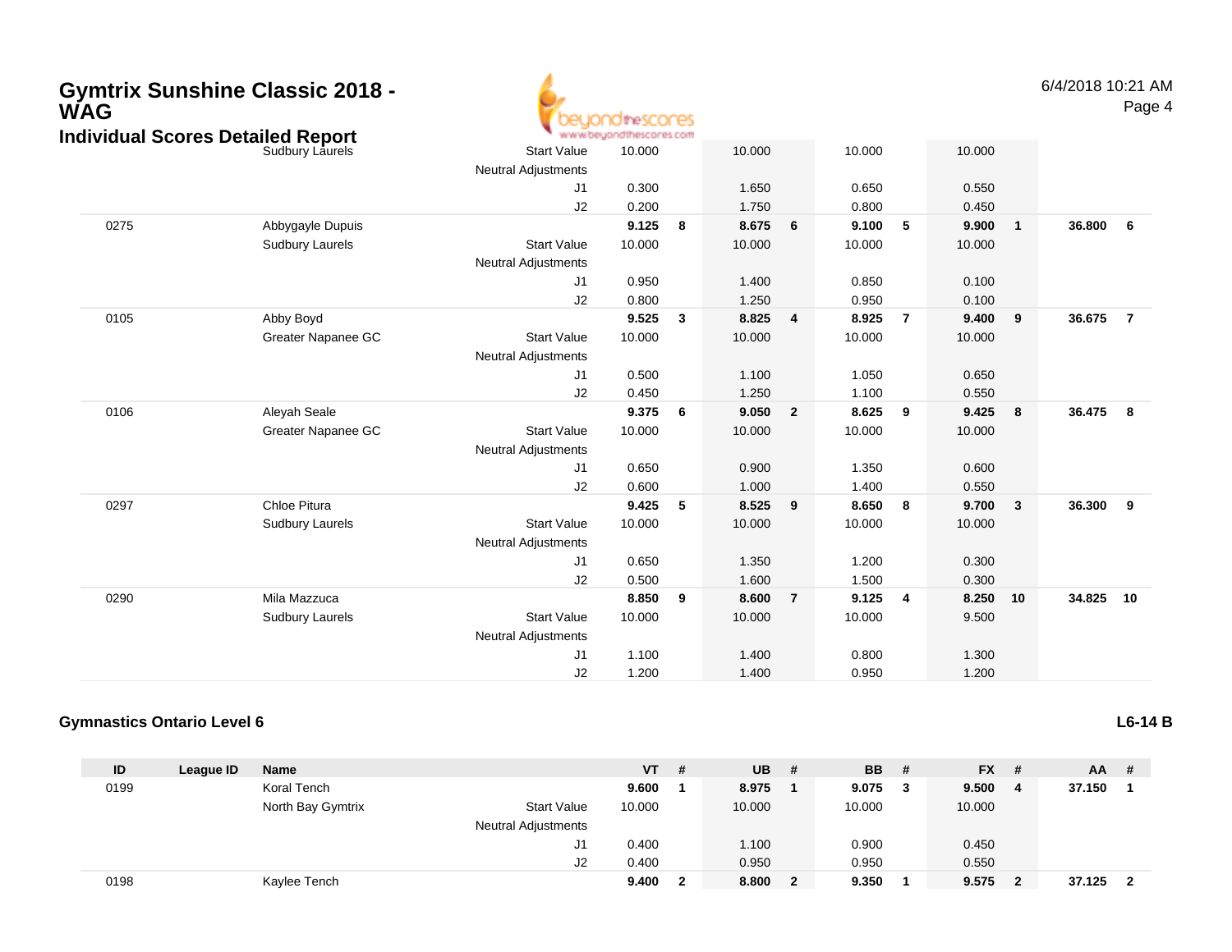| ID | League ID | Name | | VT | # | UB | # | BB | # | FX | # | AA | # |
|---|---|---|---|---|---|---|---|---|---|---|---|---|---|
| | | Sudbury Laurels | Start Value | 10.000 | | 10.000 | | 10.000 | | 10.000 | | | |
| | | | Neutral Adjustments | | | | | | | | | | |
| | | | J1 | 0.300 | | 1.650 | | 0.650 | | 0.550 | | | |
| | | | J2 | 0.200 | | 1.750 | | 0.800 | | 0.450 | | | |
| 0275 | | Abbygayle Dupuis | | **9.125** | **8** | **8.675** | **6** | **9.100** | **5** | **9.900** | **1** | **36.800** | **6** |
| | | Sudbury Laurels | Start Value | 10.000 | | 10.000 | | 10.000 | | 10.000 | | | |
| | | | Neutral Adjustments | | | | | | | | | | |
| | | | J1 | 0.950 | | 1.400 | | 0.850 | | 0.100 | | | |
| | | | J2 | 0.800 | | 1.250 | | 0.950 | | 0.100 | | | |
| 0105 | | Abby Boyd | | **9.525** | **3** | **8.825** | **4** | **8.925** | **7** | **9.400** | **9** | **36.675** | **7** |
| | | Greater Napanee GC | Start Value | 10.000 | | 10.000 | | 10.000 | | 10.000 | | | |
| | | | Neutral Adjustments | | | | | | | | | | |
| | | | J1 | 0.500 | | 1.100 | | 1.050 | | 0.650 | | | |
| | | | J2 | 0.450 | | 1.250 | | 1.100 | | 0.550 | | | |
| 0106 | | Aleyah Seale | | **9.375** | **6** | **9.050** | **2** | **8.625** | **9** | **9.425** | **8** | **36.475** | **8** |
| | | Greater Napanee GC | Start Value | 10.000 | | 10.000 | | 10.000 | | 10.000 | | | |
| | | | Neutral Adjustments | | | | | | | | | | |
| | | | J1 | 0.650 | | 0.900 | | 1.350 | | 0.600 | | | |
| | | | J2 | 0.600 | | 1.000 | | 1.400 | | 0.550 | | | |
| 0297 | | Chloe Pitura | | **9.425** | **5** | **8.525** | **9** | **8.650** | **8** | **9.700** | **3** | **36.300** | **9** |
| | | Sudbury Laurels | Start Value | 10.000 | | 10.000 | | 10.000 | | 10.000 | | | |
| | | | Neutral Adjustments | | | | | | | | | | |
| | | | J1 | 0.650 | | 1.350 | | 1.200 | | 0.300 | | | |
| | | | J2 | 0.500 | | 1.600 | | 1.500 | | 0.300 | | | |
| 0290 | | Mila Mazzuca | | **8.850** | **9** | **8.600** | **7** | **9.125** | **4** | **8.250** | **10** | **34.825** | **10** |
| | | Sudbury Laurels | Start Value | 10.000 | | 10.000 | | 10.000 | | 9.500 | | | |
| | | | Neutral Adjustments | | | | | | | | | | |
| | | | J1 | 1.100 | | 1.400 | | 0.800 | | 1.300 | | | |
| | | | J2 | 1.200 | | 1.400 | | 0.950 | | 1.200 | | | |

### Gymnastics Ontario Level 6

**L6-14 B**

| ID | League ID | Name | | VT | # | UB | # | BB | # | FX | # | AA | # |
|---|---|---|---|---|---|---|---|---|---|---|---|---|---|
| 0199 | | Koral Tench | | **9.600** | **1** | **8.975** | **1** | **9.075** | **3** | **9.500** | **4** | **37.150** | **1** |
| | | North Bay Gymtrix | Start Value | 10.000 | | 10.000 | | 10.000 | | 10.000 | | | |
| | | | Neutral Adjustments | | | | | | | | | | |
| | | | J1 | 0.400 | | 1.100 | | 0.900 | | 0.450 | | | |
| | | | J2 | 0.400 | | 0.950 | | 0.950 | | 0.550 | | | |
| 0198 | | Kaylee Tench | | **9.400** | **2** | **8.800** | **2** | **9.350** | **1** | **9.575** | **2** | **37.125** | **2** |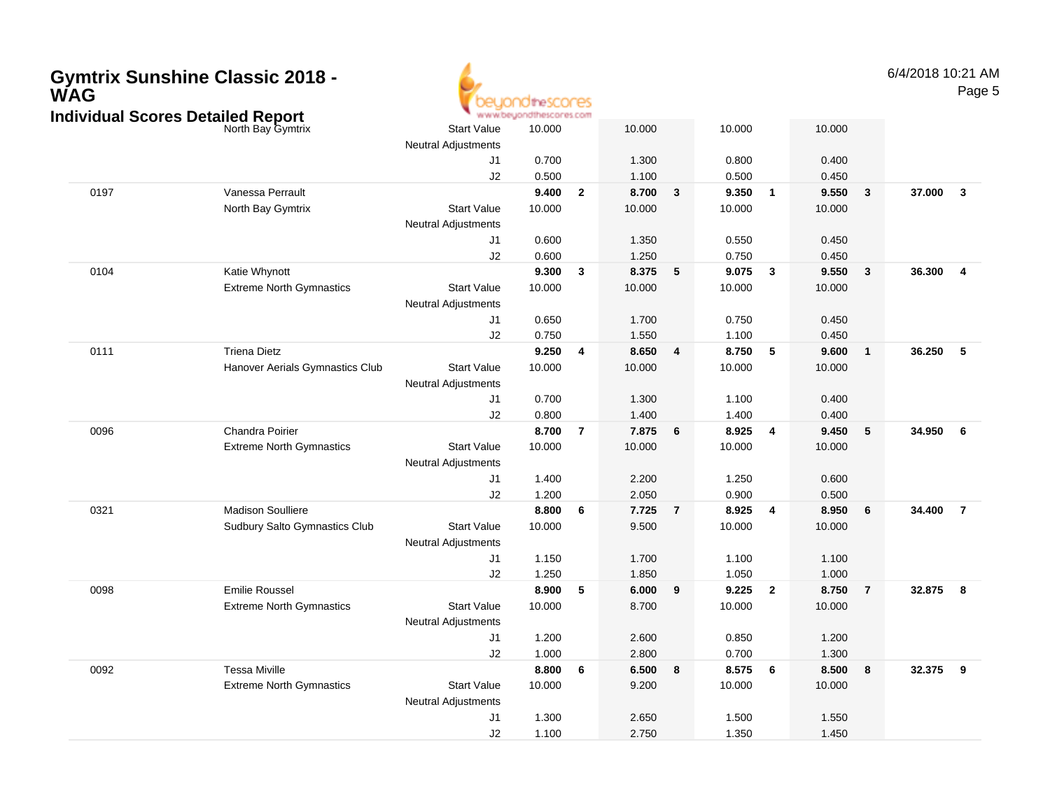# Gymtrix Sunshine Classic 2018 - WAG

## Individual Scores Detailed Report

| # | Name | | Vault | Rk | Bars | Rk | Beam | Rk | Floor | Rk | AA | Rk |
|---|---|---|---|---|---|---|---|---|---|---|---|---|
| | North Bay Gymtrix | Start Value | 10.000 | | 10.000 | | 10.000 | | 10.000 | | | |
| | | Neutral Adjustments | | | | | | | | | | |
| | | J1 | 0.700 | | 1.300 | | 0.800 | | 0.400 | | | |
| | | J2 | 0.500 | | 1.100 | | 0.500 | | 0.450 | | | |
| 0197 | Vanessa Perrault | | **9.400** | **2** | **8.700** | **3** | **9.350** | **1** | **9.550** | **3** | **37.000** | **3** |
| | North Bay Gymtrix | Start Value | 10.000 | | 10.000 | | 10.000 | | 10.000 | | | |
| | | Neutral Adjustments | | | | | | | | | | |
| | | J1 | 0.600 | | 1.350 | | 0.550 | | 0.450 | | | |
| | | J2 | 0.600 | | 1.250 | | 0.750 | | 0.450 | | | |
| 0104 | Katie Whynott | | **9.300** | **3** | **8.375** | **5** | **9.075** | **3** | **9.550** | **3** | **36.300** | **4** |
| | Extreme North Gymnastics | Start Value | 10.000 | | 10.000 | | 10.000 | | 10.000 | | | |
| | | Neutral Adjustments | | | | | | | | | | |
| | | J1 | 0.650 | | 1.700 | | 0.750 | | 0.450 | | | |
| | | J2 | 0.750 | | 1.550 | | 1.100 | | 0.450 | | | |
| 0111 | Triena Dietz | | **9.250** | **4** | **8.650** | **4** | **8.750** | **5** | **9.600** | **1** | **36.250** | **5** |
| | Hanover Aerials Gymnastics Club | Start Value | 10.000 | | 10.000 | | 10.000 | | 10.000 | | | |
| | | Neutral Adjustments | | | | | | | | | | |
| | | J1 | 0.700 | | 1.300 | | 1.100 | | 0.400 | | | |
| | | J2 | 0.800 | | 1.400 | | 1.400 | | 0.400 | | | |
| 0096 | Chandra Poirier | | **8.700** | **7** | **7.875** | **6** | **8.925** | **4** | **9.450** | **5** | **34.950** | **6** |
| | Extreme North Gymnastics | Start Value | 10.000 | | 10.000 | | 10.000 | | 10.000 | | | |
| | | Neutral Adjustments | | | | | | | | | | |
| | | J1 | 1.400 | | 2.200 | | 1.250 | | 0.600 | | | |
| | | J2 | 1.200 | | 2.050 | | 0.900 | | 0.500 | | | |
| 0321 | Madison Soulliere | | **8.800** | **6** | **7.725** | **7** | **8.925** | **4** | **8.950** | **6** | **34.400** | **7** |
| | Sudbury Salto Gymnastics Club | Start Value | 10.000 | | 9.500 | | 10.000 | | 10.000 | | | |
| | | Neutral Adjustments | | | | | | | | | | |
| | | J1 | 1.150 | | 1.700 | | 1.100 | | 1.100 | | | |
| | | J2 | 1.250 | | 1.850 | | 1.050 | | 1.000 | | | |
| 0098 | Emilie Roussel | | **8.900** | **5** | **6.000** | **9** | **9.225** | **2** | **8.750** | **7** | **32.875** | **8** |
| | Extreme North Gymnastics | Start Value | 10.000 | | 8.700 | | 10.000 | | 10.000 | | | |
| | | Neutral Adjustments | | | | | | | | | | |
| | | J1 | 1.200 | | 2.600 | | 0.850 | | 1.200 | | | |
| | | J2 | 1.000 | | 2.800 | | 0.700 | | 1.300 | | | |
| 0092 | Tessa Miville | | **8.800** | **6** | **6.500** | **8** | **8.575** | **6** | **8.500** | **8** | **32.375** | **9** |
| | Extreme North Gymnastics | Start Value | 10.000 | | 9.200 | | 10.000 | | 10.000 | | | |
| | | Neutral Adjustments | | | | | | | | | | |
| | | J1 | 1.300 | | 2.650 | | 1.500 | | 1.550 | | | |
| | | J2 | 1.100 | | 2.750 | | 1.350 | | 1.450 | | | |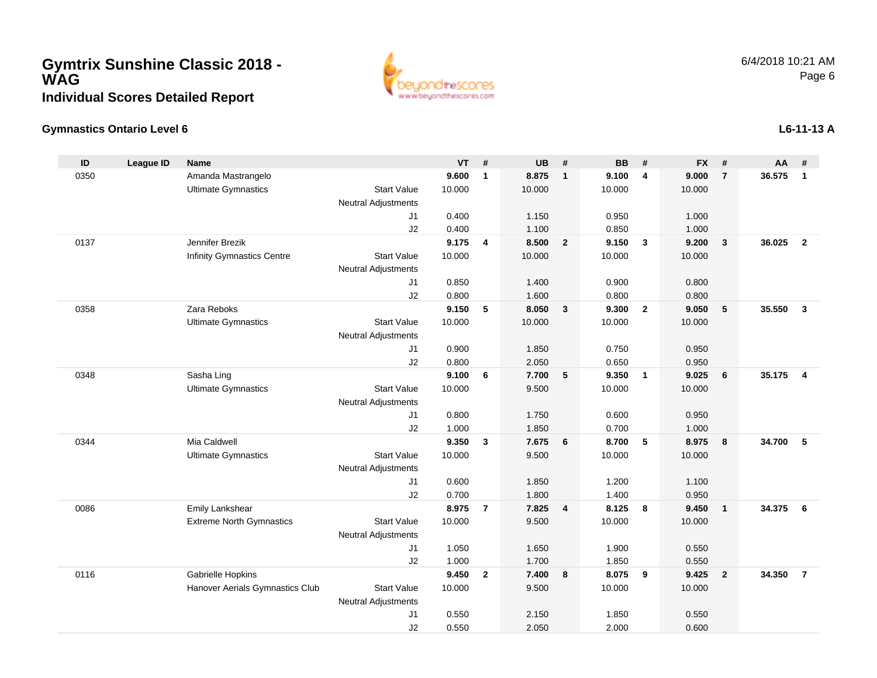# Gymtrix Sunshine Classic 2018 - WAG

## Individual Scores Detailed Report

6/4/2018 10:21 AM

### Gymnastics Ontario Level 6

**L6-11-13 A**

| ID | League ID | Name | | VT | # | UB | # | BB | # | FX | # | AA | # |
|---|---|---|---|---|---|---|---|---|---|---|---|---|---|
| 0350 | | Amanda Mastrangelo | | **9.600** | **1** | **8.875** | **1** | **9.100** | **4** | **9.000** | **7** | **36.575** | **1** |
| | | Ultimate Gymnastics | Start Value | 10.000 | | 10.000 | | 10.000 | | 10.000 | | | |
| | | | Neutral Adjustments | | | | | | | | | | |
| | | | J1 | 0.400 | | 1.150 | | 0.950 | | 1.000 | | | |
| | | | J2 | 0.400 | | 1.100 | | 0.850 | | 1.000 | | | |
| 0137 | | Jennifer Brezik | | **9.175** | **4** | **8.500** | **2** | **9.150** | **3** | **9.200** | **3** | **36.025** | **2** |
| | | Infinity Gymnastics Centre | Start Value | 10.000 | | 10.000 | | 10.000 | | 10.000 | | | |
| | | | Neutral Adjustments | | | | | | | | | | |
| | | | J1 | 0.850 | | 1.400 | | 0.900 | | 0.800 | | | |
| | | | J2 | 0.800 | | 1.600 | | 0.800 | | 0.800 | | | |
| 0358 | | Zara Reboks | | **9.150** | **5** | **8.050** | **3** | **9.300** | **2** | **9.050** | **5** | **35.550** | **3** |
| | | Ultimate Gymnastics | Start Value | 10.000 | | 10.000 | | 10.000 | | 10.000 | | | |
| | | | Neutral Adjustments | | | | | | | | | | |
| | | | J1 | 0.900 | | 1.850 | | 0.750 | | 0.950 | | | |
| | | | J2 | 0.800 | | 2.050 | | 0.650 | | 0.950 | | | |
| 0348 | | Sasha Ling | | **9.100** | **6** | **7.700** | **5** | **9.350** | **1** | **9.025** | **6** | **35.175** | **4** |
| | | Ultimate Gymnastics | Start Value | 10.000 | | 9.500 | | 10.000 | | 10.000 | | | |
| | | | Neutral Adjustments | | | | | | | | | | |
| | | | J1 | 0.800 | | 1.750 | | 0.600 | | 0.950 | | | |
| | | | J2 | 1.000 | | 1.850 | | 0.700 | | 1.000 | | | |
| 0344 | | Mia Caldwell | | **9.350** | **3** | **7.675** | **6** | **8.700** | **5** | **8.975** | **8** | **34.700** | **5** |
| | | Ultimate Gymnastics | Start Value | 10.000 | | 9.500 | | 10.000 | | 10.000 | | | |
| | | | Neutral Adjustments | | | | | | | | | | |
| | | | J1 | 0.600 | | 1.850 | | 1.200 | | 1.100 | | | |
| | | | J2 | 0.700 | | 1.800 | | 1.400 | | 0.950 | | | |
| 0086 | | Emily Lankshear | | **8.975** | **7** | **7.825** | **4** | **8.125** | **8** | **9.450** | **1** | **34.375** | **6** |
| | | Extreme North Gymnastics | Start Value | 10.000 | | 9.500 | | 10.000 | | 10.000 | | | |
| | | | Neutral Adjustments | | | | | | | | | | |
| | | | J1 | 1.050 | | 1.650 | | 1.900 | | 0.550 | | | |
| | | | J2 | 1.000 | | 1.700 | | 1.850 | | 0.550 | | | |
| 0116 | | Gabrielle Hopkins | | **9.450** | **2** | **7.400** | **8** | **8.075** | **9** | **9.425** | **2** | **34.350** | **7** |
| | | Hanover Aerials Gymnastics Club | Start Value | 10.000 | | 9.500 | | 10.000 | | 10.000 | | | |
| | | | Neutral Adjustments | | | | | | | | | | |
| | | | J1 | 0.550 | | 2.150 | | 1.850 | | 0.550 | | | |
| | | | J2 | 0.550 | | 2.050 | | 2.000 | | 0.600 | | | |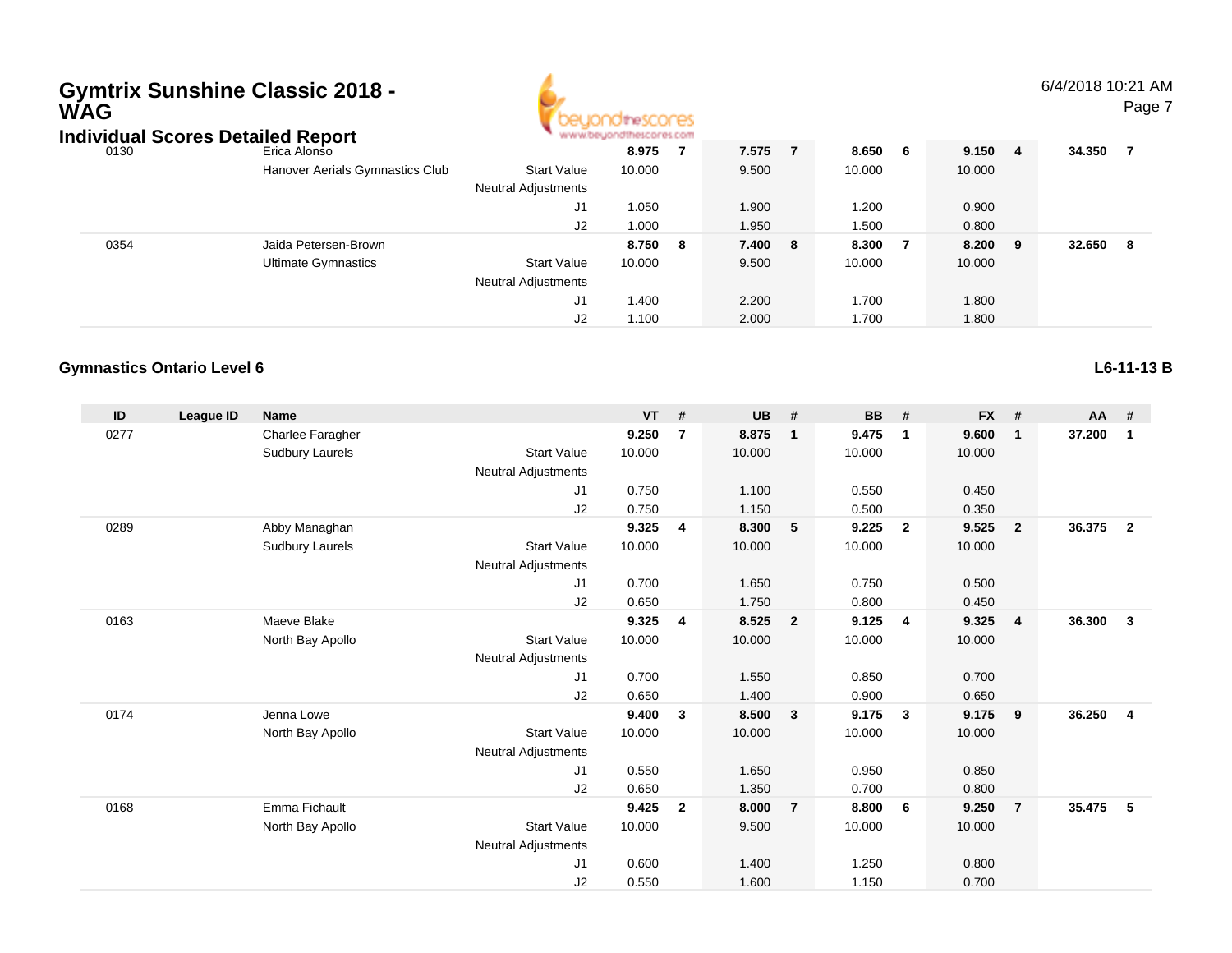# Gymtrix Sunshine Classic 2018 - WAG

## Individual Scores Detailed Report

| ID | League ID | Name | | VT | # | UB | # | BB | # | FX | # | AA | # |
|---|---|---|---|---|---|---|---|---|---|---|---|---|---|
| 0130 | | Erica Alonso | | **8.975** | **7** | **7.575** | **7** | **8.650** | **6** | **9.150** | **4** | **34.350** | **7** |
| | | Hanover Aerials Gymnastics Club | Start Value | 10.000 | | 9.500 | | 10.000 | | 10.000 | | | |
| | | | Neutral Adjustments | | | | | | | | | | |
| | | | J1 | 1.050 | | 1.900 | | 1.200 | | 0.900 | | | |
| | | | J2 | 1.000 | | 1.950 | | 1.500 | | 0.800 | | | |
| 0354 | | Jaida Petersen-Brown | | **8.750** | **8** | **7.400** | **8** | **8.300** | **7** | **8.200** | **9** | **32.650** | **8** |
| | | Ultimate Gymnastics | Start Value | 10.000 | | 9.500 | | 10.000 | | 10.000 | | | |
| | | | Neutral Adjustments | | | | | | | | | | |
| | | | J1 | 1.400 | | 2.200 | | 1.700 | | 1.800 | | | |
| | | | J2 | 1.100 | | 2.000 | | 1.700 | | 1.800 | | | |

### Gymnastics Ontario Level 6

**L6-11-13 B**

| ID | League ID | Name | | VT | # | UB | # | BB | # | FX | # | AA | # |
|---|---|---|---|---|---|---|---|---|---|---|---|---|---|
| 0277 | | Charlee Faragher | | **9.250** | **7** | **8.875** | **1** | **9.475** | **1** | **9.600** | **1** | **37.200** | **1** |
| | | Sudbury Laurels | Start Value | 10.000 | | 10.000 | | 10.000 | | 10.000 | | | |
| | | | Neutral Adjustments | | | | | | | | | | |
| | | | J1 | 0.750 | | 1.100 | | 0.550 | | 0.450 | | | |
| | | | J2 | 0.750 | | 1.150 | | 0.500 | | 0.350 | | | |
| 0289 | | Abby Managhan | | **9.325** | **4** | **8.300** | **5** | **9.225** | **2** | **9.525** | **2** | **36.375** | **2** |
| | | Sudbury Laurels | Start Value | 10.000 | | 10.000 | | 10.000 | | 10.000 | | | |
| | | | Neutral Adjustments | | | | | | | | | | |
| | | | J1 | 0.700 | | 1.650 | | 0.750 | | 0.500 | | | |
| | | | J2 | 0.650 | | 1.750 | | 0.800 | | 0.450 | | | |
| 0163 | | Maeve Blake | | **9.325** | **4** | **8.525** | **2** | **9.125** | **4** | **9.325** | **4** | **36.300** | **3** |
| | | North Bay Apollo | Start Value | 10.000 | | 10.000 | | 10.000 | | 10.000 | | | |
| | | | Neutral Adjustments | | | | | | | | | | |
| | | | J1 | 0.700 | | 1.550 | | 0.850 | | 0.700 | | | |
| | | | J2 | 0.650 | | 1.400 | | 0.900 | | 0.650 | | | |
| 0174 | | Jenna Lowe | | **9.400** | **3** | **8.500** | **3** | **9.175** | **3** | **9.175** | **9** | **36.250** | **4** |
| | | North Bay Apollo | Start Value | 10.000 | | 10.000 | | 10.000 | | 10.000 | | | |
| | | | Neutral Adjustments | | | | | | | | | | |
| | | | J1 | 0.550 | | 1.650 | | 0.950 | | 0.850 | | | |
| | | | J2 | 0.650 | | 1.350 | | 0.700 | | 0.800 | | | |
| 0168 | | Emma Fichault | | **9.425** | **2** | **8.000** | **7** | **8.800** | **6** | **9.250** | **7** | **35.475** | **5** |
| | | North Bay Apollo | Start Value | 10.000 | | 9.500 | | 10.000 | | 10.000 | | | |
| | | | Neutral Adjustments | | | | | | | | | | |
| | | | J1 | 0.600 | | 1.400 | | 1.250 | | 0.800 | | | |
| | | | J2 | 0.550 | | 1.600 | | 1.150 | | 0.700 | | | |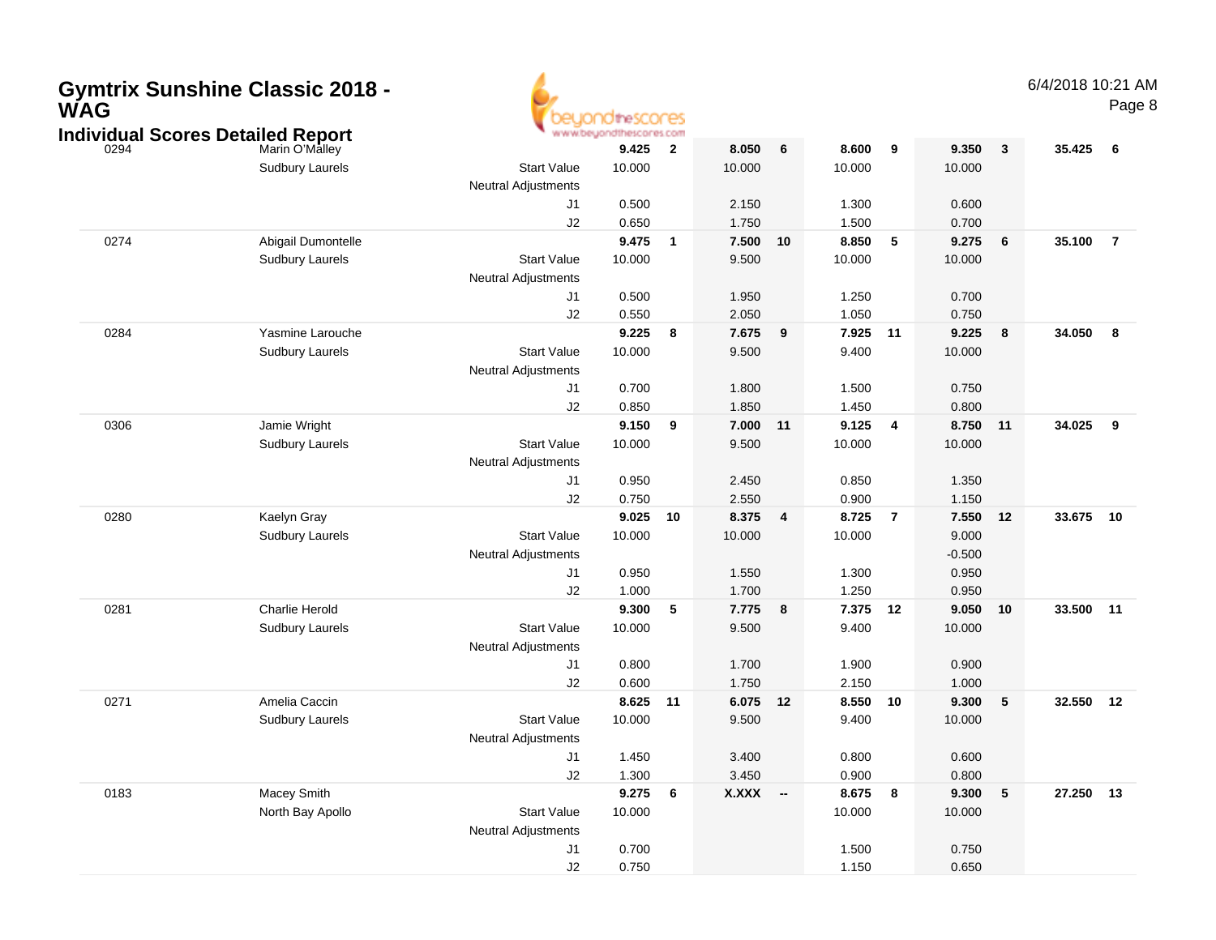# Gymtrix Sunshine Classic 2018 - WAG

## Individual Scores Detailed Report

6/4/2018 10:21 AM

| # | Name / Club | | Vault | Rank | Bars | Rank | Beam | Rank | Floor | Rank | AA | Rank |
|---|---|---|---|---|---|---|---|---|---|---|---|---|
| 0294 | Marin O'Malley | | **9.425** | **2** | **8.050** | **6** | **8.600** | **9** | **9.350** | **3** | **35.425** | **6** |
| | Sudbury Laurels | Start Value | 10.000 | | 10.000 | | 10.000 | | 10.000 | | | |
| | | Neutral Adjustments | | | | | | | | | | |
| | | J1 | 0.500 | | 2.150 | | 1.300 | | 0.600 | | | |
| | | J2 | 0.650 | | 1.750 | | 1.500 | | 0.700 | | | |
| 0274 | Abigail Dumontelle | | **9.475** | **1** | **7.500** | **10** | **8.850** | **5** | **9.275** | **6** | **35.100** | **7** |
| | Sudbury Laurels | Start Value | 10.000 | | 9.500 | | 10.000 | | 10.000 | | | |
| | | Neutral Adjustments | | | | | | | | | | |
| | | J1 | 0.500 | | 1.950 | | 1.250 | | 0.700 | | | |
| | | J2 | 0.550 | | 2.050 | | 1.050 | | 0.750 | | | |
| 0284 | Yasmine Larouche | | **9.225** | **8** | **7.675** | **9** | **7.925** | **11** | **9.225** | **8** | **34.050** | **8** |
| | Sudbury Laurels | Start Value | 10.000 | | 9.500 | | 9.400 | | 10.000 | | | |
| | | Neutral Adjustments | | | | | | | | | | |
| | | J1 | 0.700 | | 1.800 | | 1.500 | | 0.750 | | | |
| | | J2 | 0.850 | | 1.850 | | 1.450 | | 0.800 | | | |
| 0306 | Jamie Wright | | **9.150** | **9** | **7.000** | **11** | **9.125** | **4** | **8.750** | **11** | **34.025** | **9** |
| | Sudbury Laurels | Start Value | 10.000 | | 9.500 | | 10.000 | | 10.000 | | | |
| | | Neutral Adjustments | | | | | | | | | | |
| | | J1 | 0.950 | | 2.450 | | 0.850 | | 1.350 | | | |
| | | J2 | 0.750 | | 2.550 | | 0.900 | | 1.150 | | | |
| 0280 | Kaelyn Gray | | **9.025** | **10** | **8.375** | **4** | **8.725** | **7** | **7.550** | **12** | **33.675** | **10** |
| | Sudbury Laurels | Start Value | 10.000 | | 10.000 | | 10.000 | | 9.000 | | | |
| | | Neutral Adjustments | | | | | | | -0.500 | | | |
| | | J1 | 0.950 | | 1.550 | | 1.300 | | 0.950 | | | |
| | | J2 | 1.000 | | 1.700 | | 1.250 | | 0.950 | | | |
| 0281 | Charlie Herold | | **9.300** | **5** | **7.775** | **8** | **7.375** | **12** | **9.050** | **10** | **33.500** | **11** |
| | Sudbury Laurels | Start Value | 10.000 | | 9.500 | | 9.400 | | 10.000 | | | |
| | | Neutral Adjustments | | | | | | | | | | |
| | | J1 | 0.800 | | 1.700 | | 1.900 | | 0.900 | | | |
| | | J2 | 0.600 | | 1.750 | | 2.150 | | 1.000 | | | |
| 0271 | Amelia Caccin | | **8.625** | **11** | **6.075** | **12** | **8.550** | **10** | **9.300** | **5** | **32.550** | **12** |
| | Sudbury Laurels | Start Value | 10.000 | | 9.500 | | 9.400 | | 10.000 | | | |
| | | Neutral Adjustments | | | | | | | | | | |
| | | J1 | 1.450 | | 3.400 | | 0.800 | | 0.600 | | | |
| | | J2 | 1.300 | | 3.450 | | 0.900 | | 0.800 | | | |
| 0183 | Macey Smith | | **9.275** | **6** | **X.XXX** | **--** | **8.675** | **8** | **9.300** | **5** | **27.250** | **13** |
| | North Bay Apollo | Start Value | 10.000 | | | | 10.000 | | 10.000 | | | |
| | | Neutral Adjustments | | | | | | | | | | |
| | | J1 | 0.700 | | | | 1.500 | | 0.750 | | | |
| | | J2 | 0.750 | | | | 1.150 | | 0.650 | | | |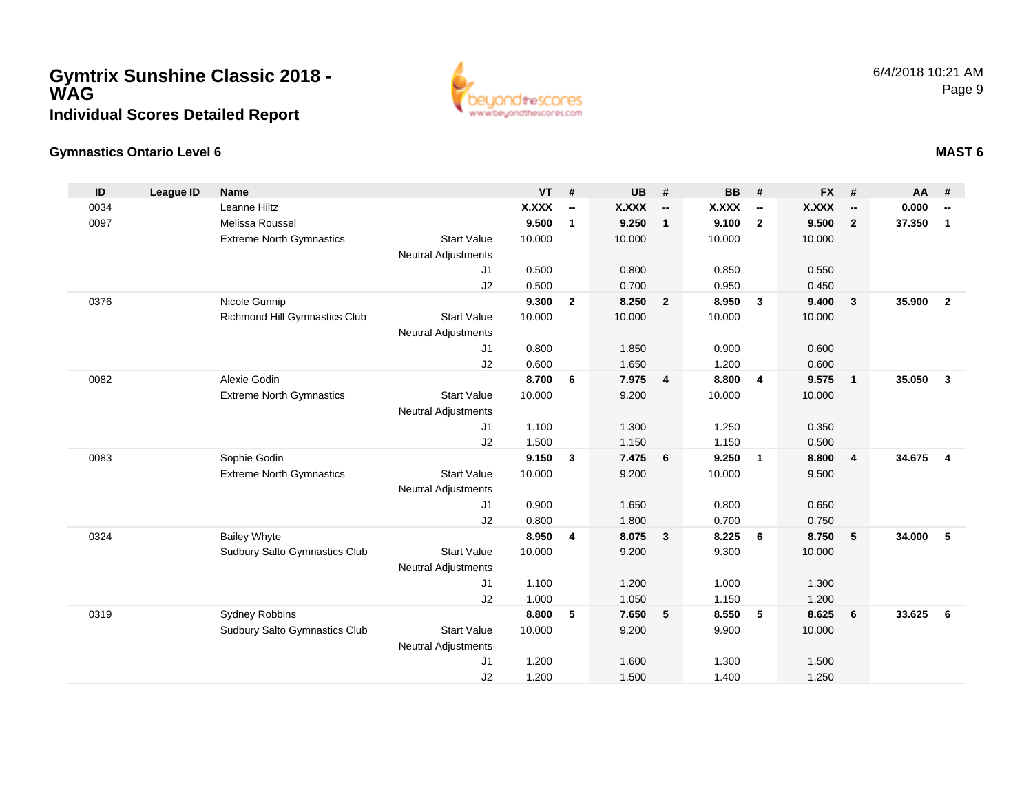# Gymtrix Sunshine Classic 2018 - WAG

## Individual Scores Detailed Report

6/4/2018 10:21 AM

### Gymnastics Ontario Level 6

**MAST 6**

| ID | League ID | Name | | VT | # | UB | # | BB | # | FX | # | AA | # |
|---|---|---|---|---|---|---|---|---|---|---|---|---|---|
| 0034 | | Leanne Hiltz | | **X.XXX** | **--** | **X.XXX** | **--** | **X.XXX** | **--** | **X.XXX** | **--** | **0.000** | **--** |
| 0097 | | Melissa Roussel | | **9.500** | **1** | **9.250** | **1** | **9.100** | **2** | **9.500** | **2** | **37.350** | **1** |
| | | Extreme North Gymnastics | Start Value | 10.000 | | 10.000 | | 10.000 | | 10.000 | | | |
| | | | Neutral Adjustments | | | | | | | | | | |
| | | | J1 | 0.500 | | 0.800 | | 0.850 | | 0.550 | | | |
| | | | J2 | 0.500 | | 0.700 | | 0.950 | | 0.450 | | | |
| 0376 | | Nicole Gunnip | | **9.300** | **2** | **8.250** | **2** | **8.950** | **3** | **9.400** | **3** | **35.900** | **2** |
| | | Richmond Hill Gymnastics Club | Start Value | 10.000 | | 10.000 | | 10.000 | | 10.000 | | | |
| | | | Neutral Adjustments | | | | | | | | | | |
| | | | J1 | 0.800 | | 1.850 | | 0.900 | | 0.600 | | | |
| | | | J2 | 0.600 | | 1.650 | | 1.200 | | 0.600 | | | |
| 0082 | | Alexie Godin | | **8.700** | **6** | **7.975** | **4** | **8.800** | **4** | **9.575** | **1** | **35.050** | **3** |
| | | Extreme North Gymnastics | Start Value | 10.000 | | 9.200 | | 10.000 | | 10.000 | | | |
| | | | Neutral Adjustments | | | | | | | | | | |
| | | | J1 | 1.100 | | 1.300 | | 1.250 | | 0.350 | | | |
| | | | J2 | 1.500 | | 1.150 | | 1.150 | | 0.500 | | | |
| 0083 | | Sophie Godin | | **9.150** | **3** | **7.475** | **6** | **9.250** | **1** | **8.800** | **4** | **34.675** | **4** |
| | | Extreme North Gymnastics | Start Value | 10.000 | | 9.200 | | 10.000 | | 9.500 | | | |
| | | | Neutral Adjustments | | | | | | | | | | |
| | | | J1 | 0.900 | | 1.650 | | 0.800 | | 0.650 | | | |
| | | | J2 | 0.800 | | 1.800 | | 0.700 | | 0.750 | | | |
| 0324 | | Bailey Whyte | | **8.950** | **4** | **8.075** | **3** | **8.225** | **6** | **8.750** | **5** | **34.000** | **5** |
| | | Sudbury Salto Gymnastics Club | Start Value | 10.000 | | 9.200 | | 9.300 | | 10.000 | | | |
| | | | Neutral Adjustments | | | | | | | | | | |
| | | | J1 | 1.100 | | 1.200 | | 1.000 | | 1.300 | | | |
| | | | J2 | 1.000 | | 1.050 | | 1.150 | | 1.200 | | | |
| 0319 | | Sydney Robbins | | **8.800** | **5** | **7.650** | **5** | **8.550** | **5** | **8.625** | **6** | **33.625** | **6** |
| | | Sudbury Salto Gymnastics Club | Start Value | 10.000 | | 9.200 | | 9.900 | | 10.000 | | | |
| | | | Neutral Adjustments | | | | | | | | | | |
| | | | J1 | 1.200 | | 1.600 | | 1.300 | | 1.500 | | | |
| | | | J2 | 1.200 | | 1.500 | | 1.400 | | 1.250 | | | |